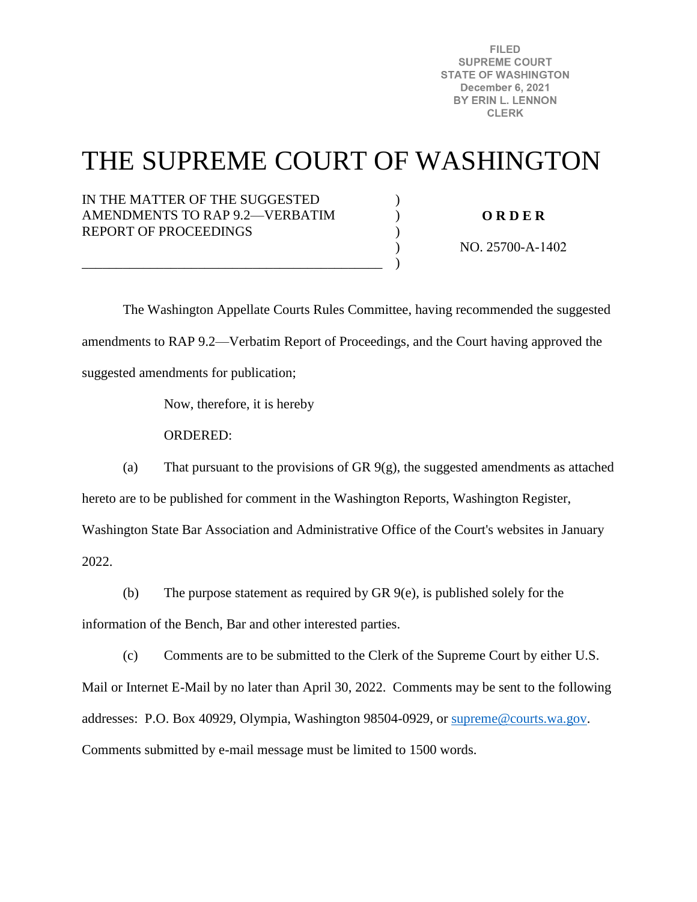FILED
SUPREME COURT
STATE OF WASHINGTON
December 6, 2021
BY ERIN L. LENNON
CLERK

# THE SUPREME COURT OF WASHINGTON

IN THE MATTER OF THE SUGGESTED AMENDMENTS TO RAP 9.2—VERBATIM REPORT OF PROCEEDINGS

**O R D E R**

NO. 25700-A-1402

The Washington Appellate Courts Rules Committee, having recommended the suggested amendments to RAP 9.2—Verbatim Report of Proceedings, and the Court having approved the suggested amendments for publication;

Now, therefore, it is hereby

ORDERED:

(a) That pursuant to the provisions of GR 9(g), the suggested amendments as attached hereto are to be published for comment in the Washington Reports, Washington Register, Washington State Bar Association and Administrative Office of the Court's websites in January 2022.

(b) The purpose statement as required by GR 9(e), is published solely for the information of the Bench, Bar and other interested parties.

(c) Comments are to be submitted to the Clerk of the Supreme Court by either U.S. Mail or Internet E-Mail by no later than April 30, 2022. Comments may be sent to the following addresses: P.O. Box 40929, Olympia, Washington 98504-0929, or supreme@courts.wa.gov. Comments submitted by e-mail message must be limited to 1500 words.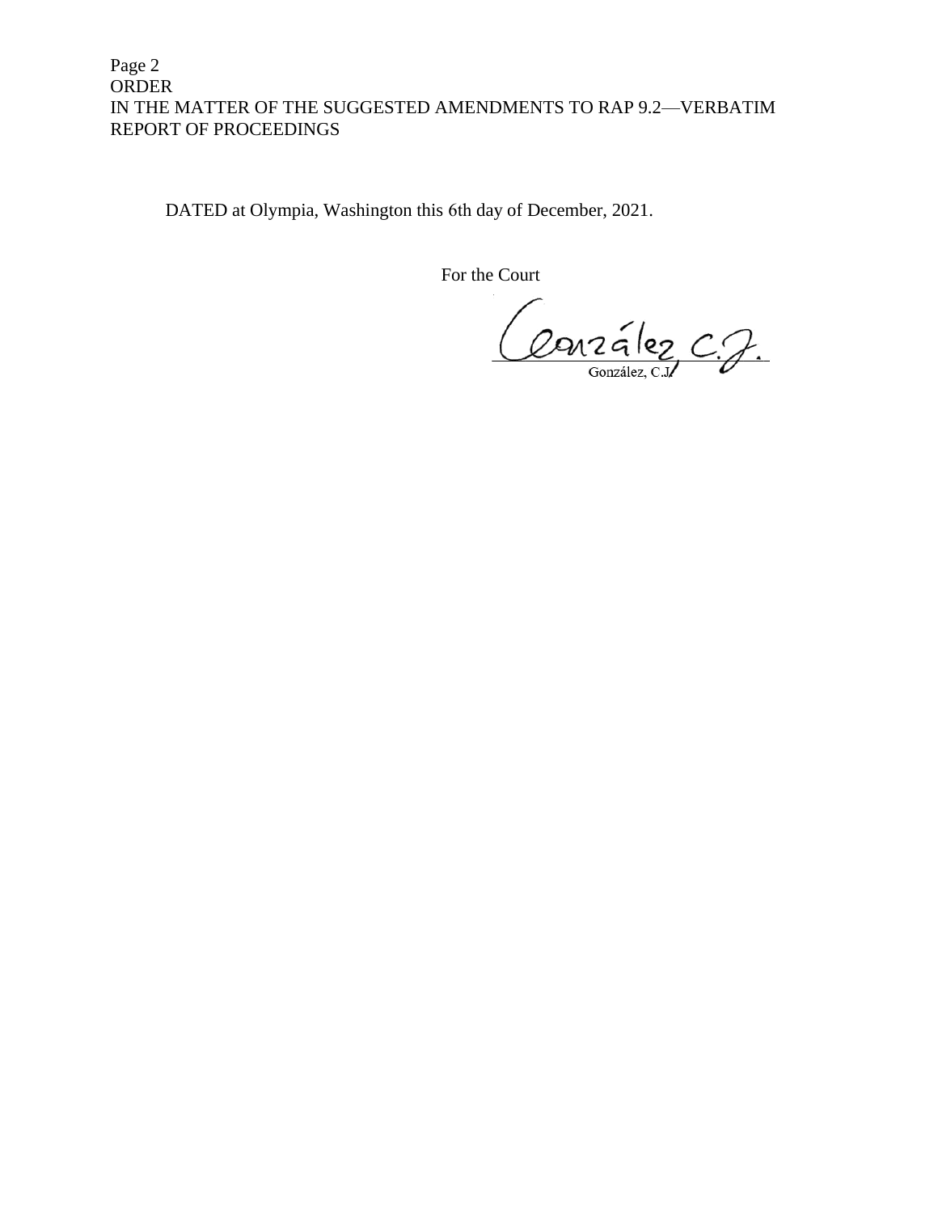DATED at Olympia, Washington this 6th day of December, 2021.

For the Court

González, C.J.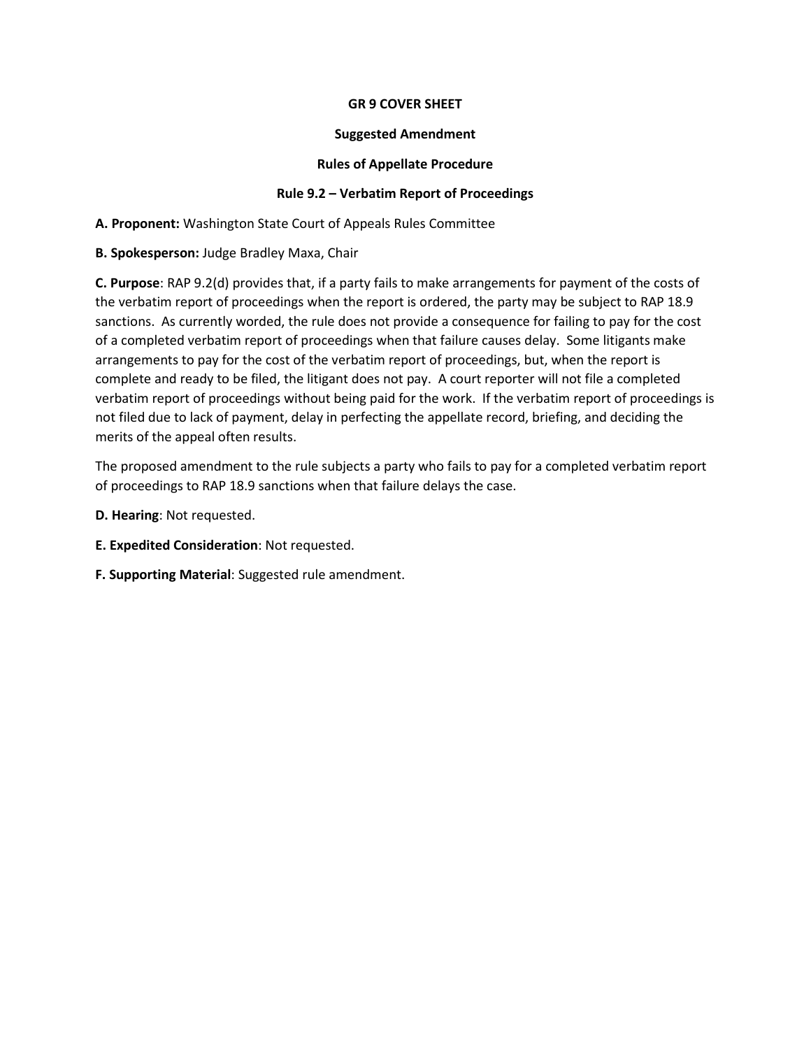**GR 9 COVER SHEET**

**Suggested Amendment**

**Rules of Appellate Procedure**

**Rule 9.2 – Verbatim Report of Proceedings**

**A. Proponent:** Washington State Court of Appeals Rules Committee

**B. Spokesperson:** Judge Bradley Maxa, Chair

**C. Purpose**: RAP 9.2(d) provides that, if a party fails to make arrangements for payment of the costs of the verbatim report of proceedings when the report is ordered, the party may be subject to RAP 18.9 sanctions. As currently worded, the rule does not provide a consequence for failing to pay for the cost of a completed verbatim report of proceedings when that failure causes delay. Some litigants make arrangements to pay for the cost of the verbatim report of proceedings, but, when the report is complete and ready to be filed, the litigant does not pay. A court reporter will not file a completed verbatim report of proceedings without being paid for the work. If the verbatim report of proceedings is not filed due to lack of payment, delay in perfecting the appellate record, briefing, and deciding the merits of the appeal often results.

The proposed amendment to the rule subjects a party who fails to pay for a completed verbatim report of proceedings to RAP 18.9 sanctions when that failure delays the case.

**D. Hearing**: Not requested.

**E. Expedited Consideration**: Not requested.

**F. Supporting Material**: Suggested rule amendment.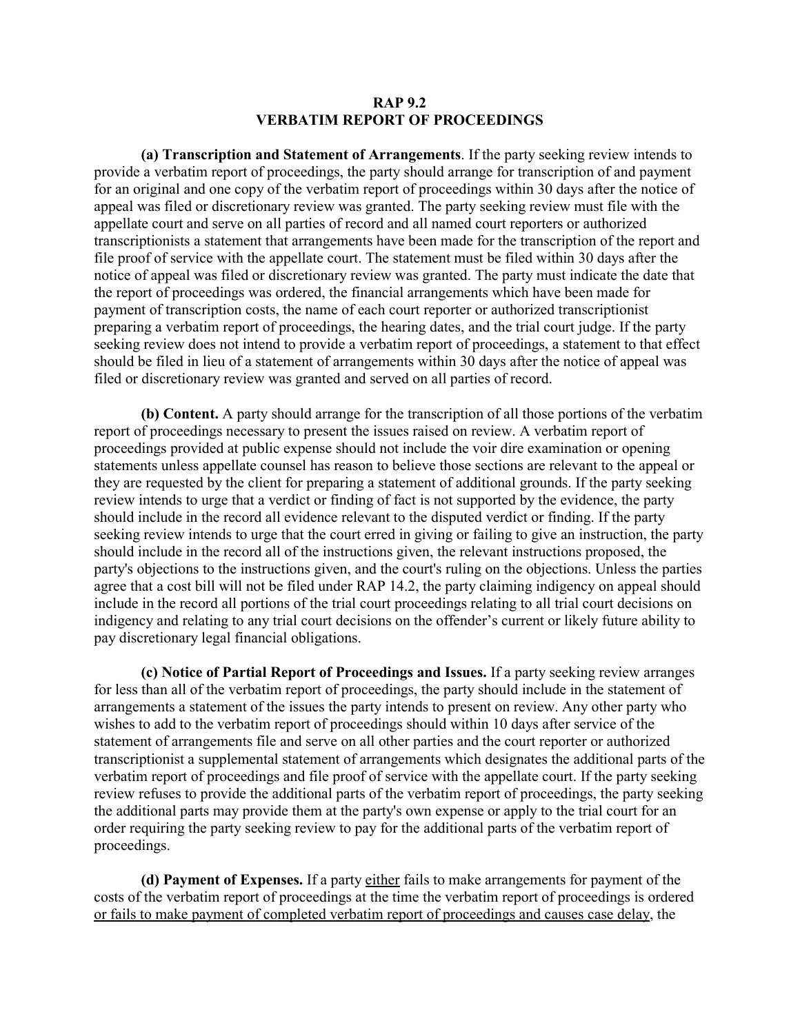**RAP 9.2**
**VERBATIM REPORT OF PROCEEDINGS**

**(a) Transcription and Statement of Arrangements**. If the party seeking review intends to provide a verbatim report of proceedings, the party should arrange for transcription of and payment for an original and one copy of the verbatim report of proceedings within 30 days after the notice of appeal was filed or discretionary review was granted. The party seeking review must file with the appellate court and serve on all parties of record and all named court reporters or authorized transcriptionists a statement that arrangements have been made for the transcription of the report and file proof of service with the appellate court. The statement must be filed within 30 days after the notice of appeal was filed or discretionary review was granted. The party must indicate the date that the report of proceedings was ordered, the financial arrangements which have been made for payment of transcription costs, the name of each court reporter or authorized transcriptionist preparing a verbatim report of proceedings, the hearing dates, and the trial court judge. If the party seeking review does not intend to provide a verbatim report of proceedings, a statement to that effect should be filed in lieu of a statement of arrangements within 30 days after the notice of appeal was filed or discretionary review was granted and served on all parties of record.

**(b) Content.** A party should arrange for the transcription of all those portions of the verbatim report of proceedings necessary to present the issues raised on review. A verbatim report of proceedings provided at public expense should not include the voir dire examination or opening statements unless appellate counsel has reason to believe those sections are relevant to the appeal or they are requested by the client for preparing a statement of additional grounds. If the party seeking review intends to urge that a verdict or finding of fact is not supported by the evidence, the party should include in the record all evidence relevant to the disputed verdict or finding. If the party seeking review intends to urge that the court erred in giving or failing to give an instruction, the party should include in the record all of the instructions given, the relevant instructions proposed, the party's objections to the instructions given, and the court's ruling on the objections. Unless the parties agree that a cost bill will not be filed under RAP 14.2, the party claiming indigency on appeal should include in the record all portions of the trial court proceedings relating to all trial court decisions on indigency and relating to any trial court decisions on the offender's current or likely future ability to pay discretionary legal financial obligations.

**(c) Notice of Partial Report of Proceedings and Issues.** If a party seeking review arranges for less than all of the verbatim report of proceedings, the party should include in the statement of arrangements a statement of the issues the party intends to present on review. Any other party who wishes to add to the verbatim report of proceedings should within 10 days after service of the statement of arrangements file and serve on all other parties and the court reporter or authorized transcriptionist a supplemental statement of arrangements which designates the additional parts of the verbatim report of proceedings and file proof of service with the appellate court. If the party seeking review refuses to provide the additional parts of the verbatim report of proceedings, the party seeking the additional parts may provide them at the party's own expense or apply to the trial court for an order requiring the party seeking review to pay for the additional parts of the verbatim report of proceedings.

**(d) Payment of Expenses.** If a party <u>either</u> fails to make arrangements for payment of the costs of the verbatim report of proceedings at the time the verbatim report of proceedings is ordered <u>or fails to make payment of completed verbatim report of proceedings and causes case delay</u>, the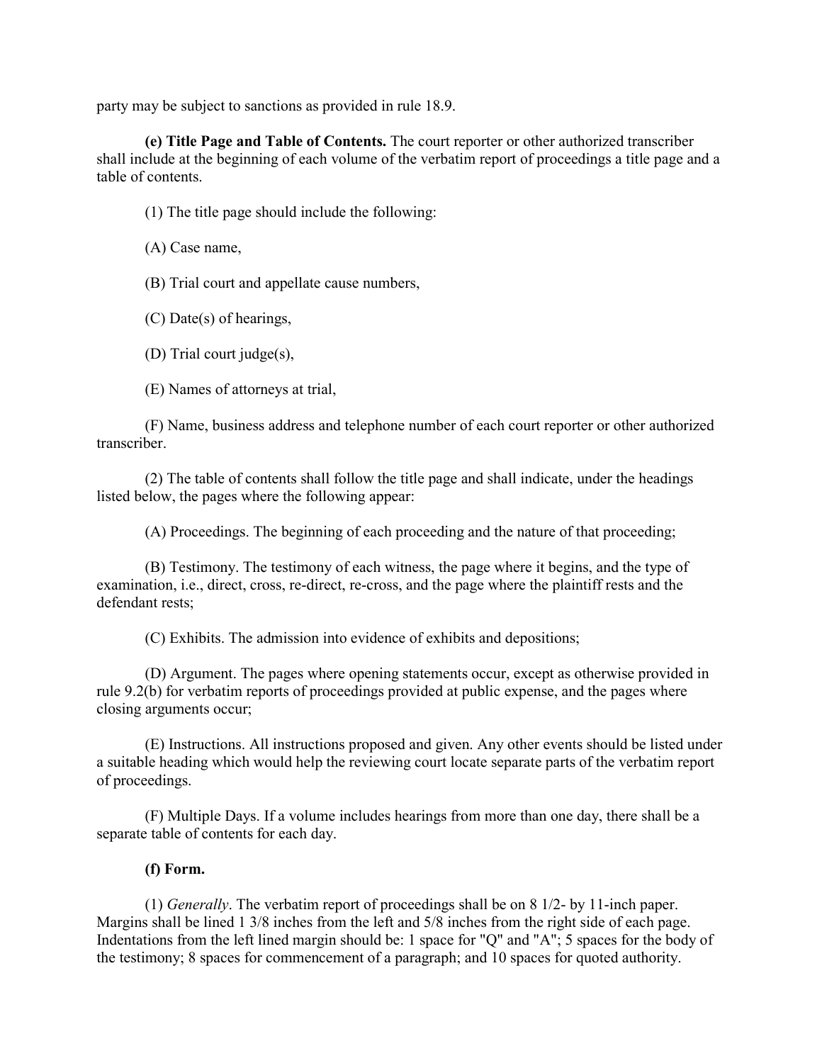party may be subject to sanctions as provided in rule 18.9.

**(e) Title Page and Table of Contents.** The court reporter or other authorized transcriber shall include at the beginning of each volume of the verbatim report of proceedings a title page and a table of contents.

(1) The title page should include the following:

(A) Case name,

(B) Trial court and appellate cause numbers,

(C) Date(s) of hearings,

(D) Trial court judge(s),

(E) Names of attorneys at trial,

(F) Name, business address and telephone number of each court reporter or other authorized transcriber.

(2) The table of contents shall follow the title page and shall indicate, under the headings listed below, the pages where the following appear:

(A) Proceedings. The beginning of each proceeding and the nature of that proceeding;

(B) Testimony. The testimony of each witness, the page where it begins, and the type of examination, i.e., direct, cross, re-direct, re-cross, and the page where the plaintiff rests and the defendant rests;

(C) Exhibits. The admission into evidence of exhibits and depositions;

(D) Argument. The pages where opening statements occur, except as otherwise provided in rule 9.2(b) for verbatim reports of proceedings provided at public expense, and the pages where closing arguments occur;

(E) Instructions. All instructions proposed and given. Any other events should be listed under a suitable heading which would help the reviewing court locate separate parts of the verbatim report of proceedings.

(F) Multiple Days. If a volume includes hearings from more than one day, there shall be a separate table of contents for each day.

**(f) Form.**

(1) *Generally*. The verbatim report of proceedings shall be on 8 1/2- by 11-inch paper. Margins shall be lined 1 3/8 inches from the left and 5/8 inches from the right side of each page. Indentations from the left lined margin should be: 1 space for "Q" and "A"; 5 spaces for the body of the testimony; 8 spaces for commencement of a paragraph; and 10 spaces for quoted authority.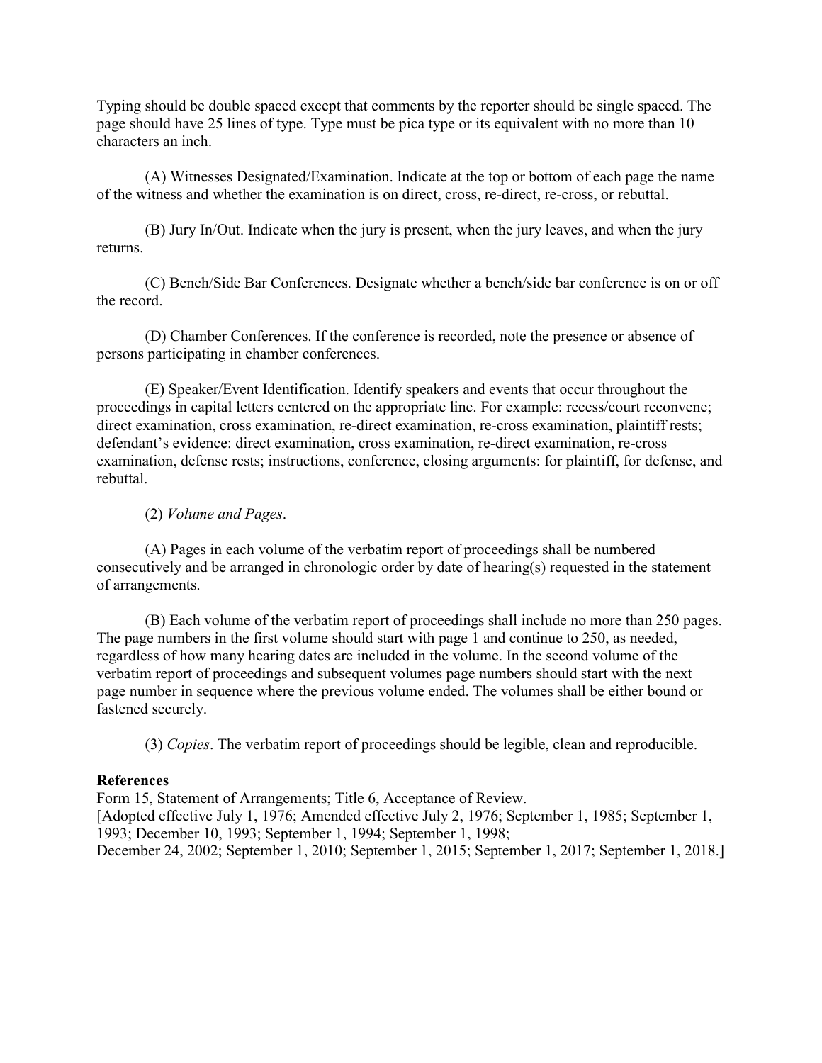Typing should be double spaced except that comments by the reporter should be single spaced. The page should have 25 lines of type. Type must be pica type or its equivalent with no more than 10 characters an inch.

(A) Witnesses Designated/Examination. Indicate at the top or bottom of each page the name of the witness and whether the examination is on direct, cross, re-direct, re-cross, or rebuttal.

(B) Jury In/Out. Indicate when the jury is present, when the jury leaves, and when the jury returns.

(C) Bench/Side Bar Conferences. Designate whether a bench/side bar conference is on or off the record.

(D) Chamber Conferences. If the conference is recorded, note the presence or absence of persons participating in chamber conferences.

(E) Speaker/Event Identification. Identify speakers and events that occur throughout the proceedings in capital letters centered on the appropriate line. For example: recess/court reconvene; direct examination, cross examination, re-direct examination, re-cross examination, plaintiff rests; defendant's evidence: direct examination, cross examination, re-direct examination, re-cross examination, defense rests; instructions, conference, closing arguments: for plaintiff, for defense, and rebuttal.

(2) *Volume and Pages*.

(A) Pages in each volume of the verbatim report of proceedings shall be numbered consecutively and be arranged in chronologic order by date of hearing(s) requested in the statement of arrangements.

(B) Each volume of the verbatim report of proceedings shall include no more than 250 pages. The page numbers in the first volume should start with page 1 and continue to 250, as needed, regardless of how many hearing dates are included in the volume. In the second volume of the verbatim report of proceedings and subsequent volumes page numbers should start with the next page number in sequence where the previous volume ended. The volumes shall be either bound or fastened securely.

(3) *Copies*. The verbatim report of proceedings should be legible, clean and reproducible.

**References**

Form 15, Statement of Arrangements; Title 6, Acceptance of Review.
[Adopted effective July 1, 1976; Amended effective July 2, 1976; September 1, 1985; September 1, 1993; December 10, 1993; September 1, 1994; September 1, 1998; December 24, 2002; September 1, 2010; September 1, 2015; September 1, 2017; September 1, 2018.]